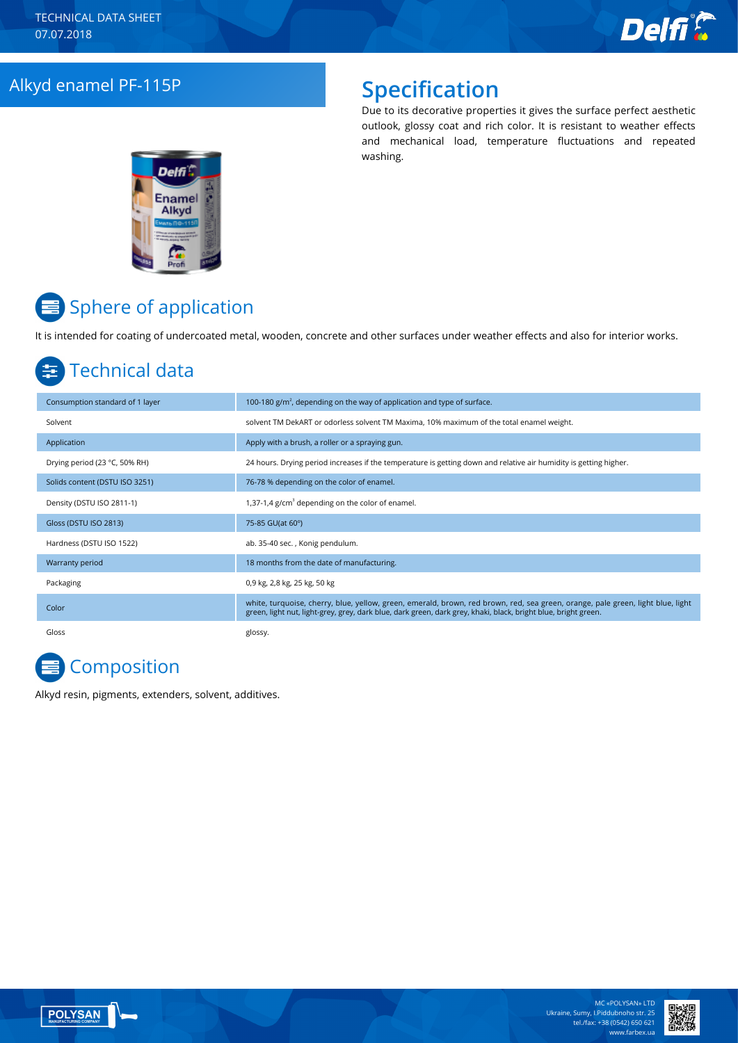TECHNICAL DATA SHEET
07.07.2018

# Alkyd enamel PF-115P

## Specification

Due to its decorative properties it gives the surface perfect aesthetic outlook, glossy coat and rich color. It is resistant to weather effects and mechanical load, temperature fluctuations and repeated washing.

## Sphere of application

It is intended for coating of undercoated metal, wooden, concrete and other surfaces under weather effects and also for interior works.

## Technical data

| | |
|---|---|
| Consumption standard of 1 layer | 100-180 g/m², depending on the way of application and type of surface. |
| Solvent | solvent TM DekART or odorless solvent TM Maxima, 10% maximum of the total enamel weight. |
| Application | Apply with a brush, a roller or a spraying gun. |
| Drying period (23 °C, 50% RH) | 24 hours. Drying period increases if the temperature is getting down and relative air humidity is getting higher. |
| Solids content (DSTU ISO 3251) | 76-78 % depending on the color of enamel. |
| Density (DSTU ISO 2811-1) | 1,37-1,4 g/cm³ depending on the color of enamel. |
| Gloss (DSTU ISO 2813) | 75-85 GU(at 60°) |
| Hardness (DSTU ISO 1522) | ab. 35-40 sec. , Konig pendulum. |
| Warranty period | 18 months from the date of manufacturing. |
| Packaging | 0,9 kg, 2,8 kg, 25 kg, 50 kg |
| Color | white, turquoise, cherry, blue, yellow, green, emerald, brown, red brown, red, sea green, orange, pale green, light blue, light green, light nut, light-grey, grey, dark blue, dark green, dark grey, khaki, black, bright blue, bright green. |
| Gloss | glossy. |

## Composition

Alkyd resin, pigments, extenders, solvent, additives.

MC «POLYSAN» LTD
Ukraine, Sumy, I.Piddubnoho str. 25
tel./fax: +38 (0542) 650 621
www.farbex.ua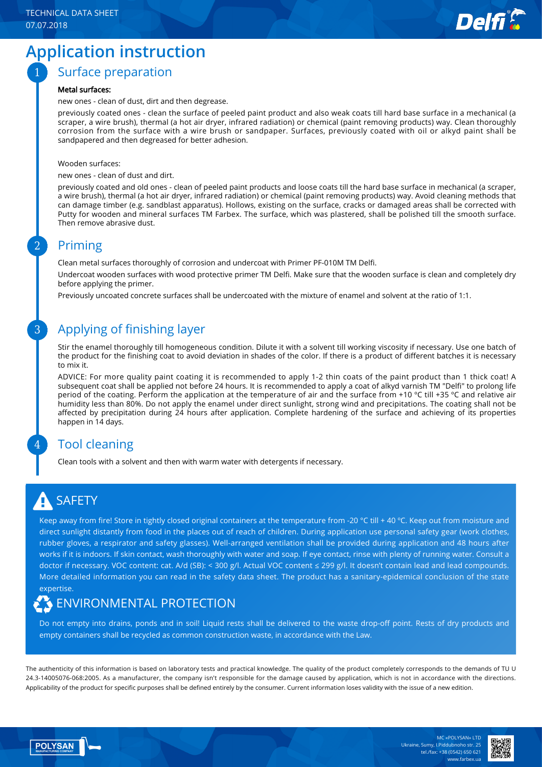# Application instruction

## 1 Surface preparation

**Metal surfaces:**

new ones - clean of dust, dirt and then degrease.

previously coated ones - clean the surface of peeled paint product and also weak coats till hard base surface in a mechanical (a scraper, a wire brush), thermal (a hot air dryer, infrared radiation) or chemical (paint removing products) way. Clean thoroughly corrosion from the surface with a wire brush or sandpaper. Surfaces, previously coated with oil or alkyd paint shall be sandpapered and then degreased for better adhesion.

Wooden surfaces:

new ones - clean of dust and dirt.

previously coated and old ones - clean of peeled paint products and loose coats till the hard base surface in mechanical (a scraper, a wire brush), thermal (a hot air dryer, infrared radiation) or chemical (paint removing products) way. Avoid cleaning methods that can damage timber (e.g. sandblast apparatus). Hollows, existing on the surface, cracks or damaged areas shall be corrected with Putty for wooden and mineral surfaces TM Farbex. The surface, which was plastered, shall be polished till the smooth surface. Then remove abrasive dust.

## 2 Priming

Clean metal surfaces thoroughly of corrosion and undercoat with Primer PF-010M TM Delfi.

Undercoat wooden surfaces with wood protective primer TM Delfi. Make sure that the wooden surface is clean and completely dry before applying the primer.

Previously uncoated concrete surfaces shall be undercoated with the mixture of enamel and solvent at the ratio of 1:1.

## 3 Applying of finishing layer

Stir the enamel thoroughly till homogeneous condition. Dilute it with a solvent till working viscosity if necessary. Use one batch of the product for the finishing coat to avoid deviation in shades of the color. If there is a product of different batches it is necessary to mix it.

ADVICE: For more quality paint coating it is recommended to apply 1-2 thin coats of the paint product than 1 thick coat! A subsequent coat shall be applied not before 24 hours. It is recommended to apply a coat of alkyd varnish TM "Delfi" to prolong life period of the coating. Perform the application at the temperature of air and the surface from +10 ºC till +35 ºC and relative air humidity less than 80%. Do not apply the enamel under direct sunlight, strong wind and precipitations. The coating shall not be affected by precipitation during 24 hours after application. Complete hardening of the surface and achieving of its properties happen in 14 days.

## 4 Tool cleaning

Clean tools with a solvent and then with warm water with detergents if necessary.

## SAFETY

Keep away from fire! Store in tightly closed original containers at the temperature from -20 °C till + 40 ºC. Keep out from moisture and direct sunlight distantly from food in the places out of reach of children. During application use personal safety gear (work clothes, rubber gloves, a respirator and safety glasses). Well-arranged ventilation shall be provided during application and 48 hours after works if it is indoors. If skin contact, wash thoroughly with water and soap. If eye contact, rinse with plenty of running water. Consult a doctor if necessary. VOC content: cat. A/d (SB): < 300 g/l. Actual VOC content ≤ 299 g/l. It doesn't contain lead and lead compounds. More detailed information you can read in the safety data sheet. The product has a sanitary-epidemical conclusion of the state expertise.

## ENVIRONMENTAL PROTECTION

Do not empty into drains, ponds and in soil! Liquid rests shall be delivered to the waste drop-off point. Rests of dry products and empty containers shall be recycled as common construction waste, in accordance with the Law.

The authenticity of this information is based on laboratory tests and practical knowledge. The quality of the product completely corresponds to the demands of TU U 24.3-14005076-068:2005. As a manufacturer, the company isn't responsible for the damage caused by application, which is not in accordance with the directions. Applicability of the product for specific purposes shall be defined entirely by the consumer. Current information loses validity with the issue of a new edition.

MC «POLYSAN» LTD
Ukraine, Sumy, I.Piddubnoho str. 25
tel./fax: +38 (0542) 650 621
www.farbex.ua